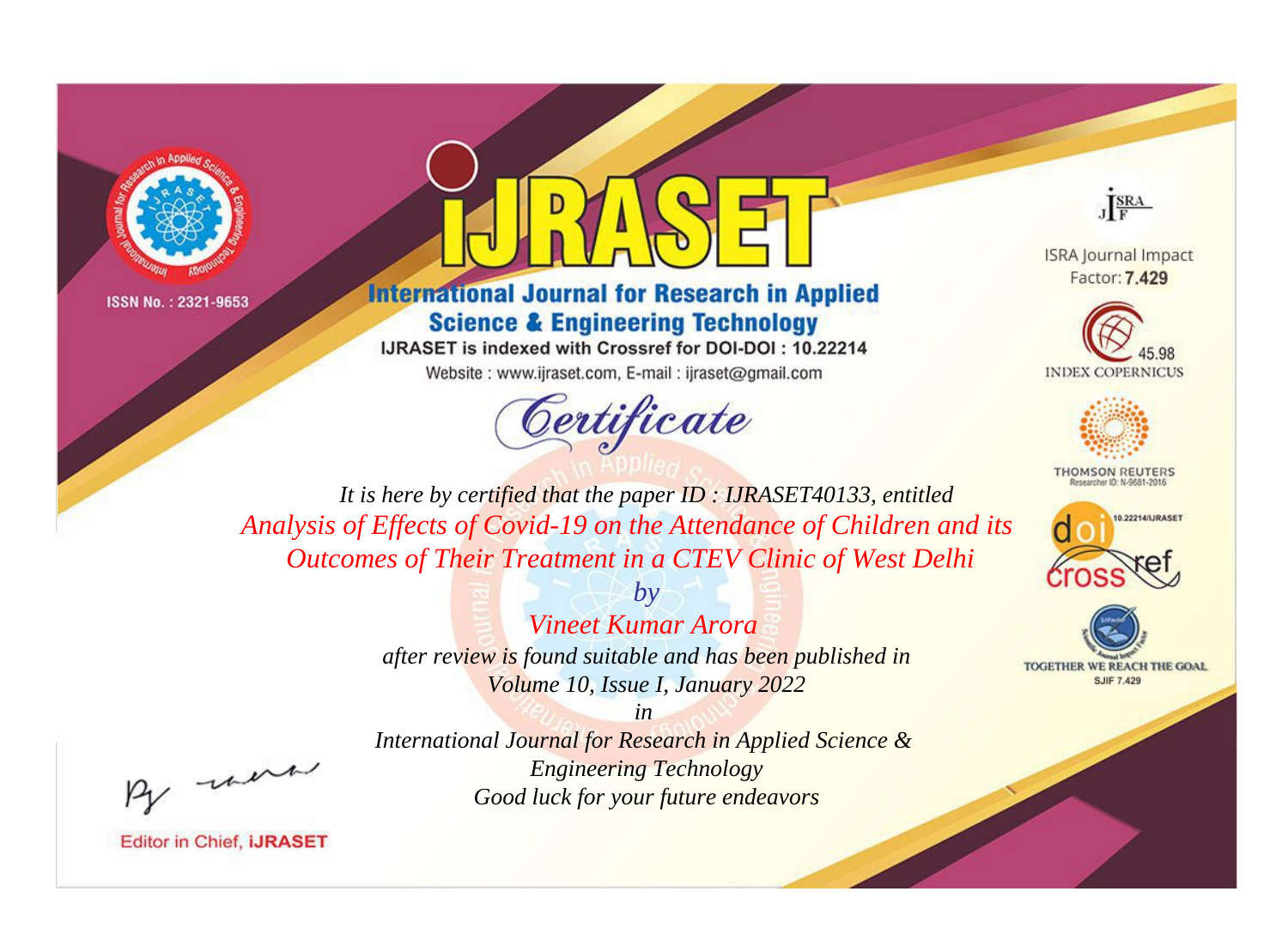ISSN No. : 2321-9653

# IJRASET

## International Journal for Research in Applied Science & Engineering Technology

IJRASET is indexed with Crossref for DOI-DOI : 10.22214

Website : www.ijraset.com, E-mail : ijraset@gmail.com

ISRA Journal Impact Factor: **7.429**

45.98 INDEX COPERNICUS

THOMSON REUTERS Researcher ID: N-9681-2016

10.22214/IJRASET

TOGETHER WE REACH THE GOAL SJIF 7.429

# *Certificate*

*It is here by certified that the paper ID : IJRASET40133, entitled*

*Analysis of Effects of Covid-19 on the Attendance of Children and its Outcomes of Their Treatment in a CTEV Clinic of West Delhi*

*by*

*Vineet Kumar Arora*

*after review is found suitable and has been published in*

*Volume 10, Issue I, January 2022*

*in*

*International Journal for Research in Applied Science & Engineering Technology*

*Good luck for your future endeavors*

Editor in Chief, **iJRASET**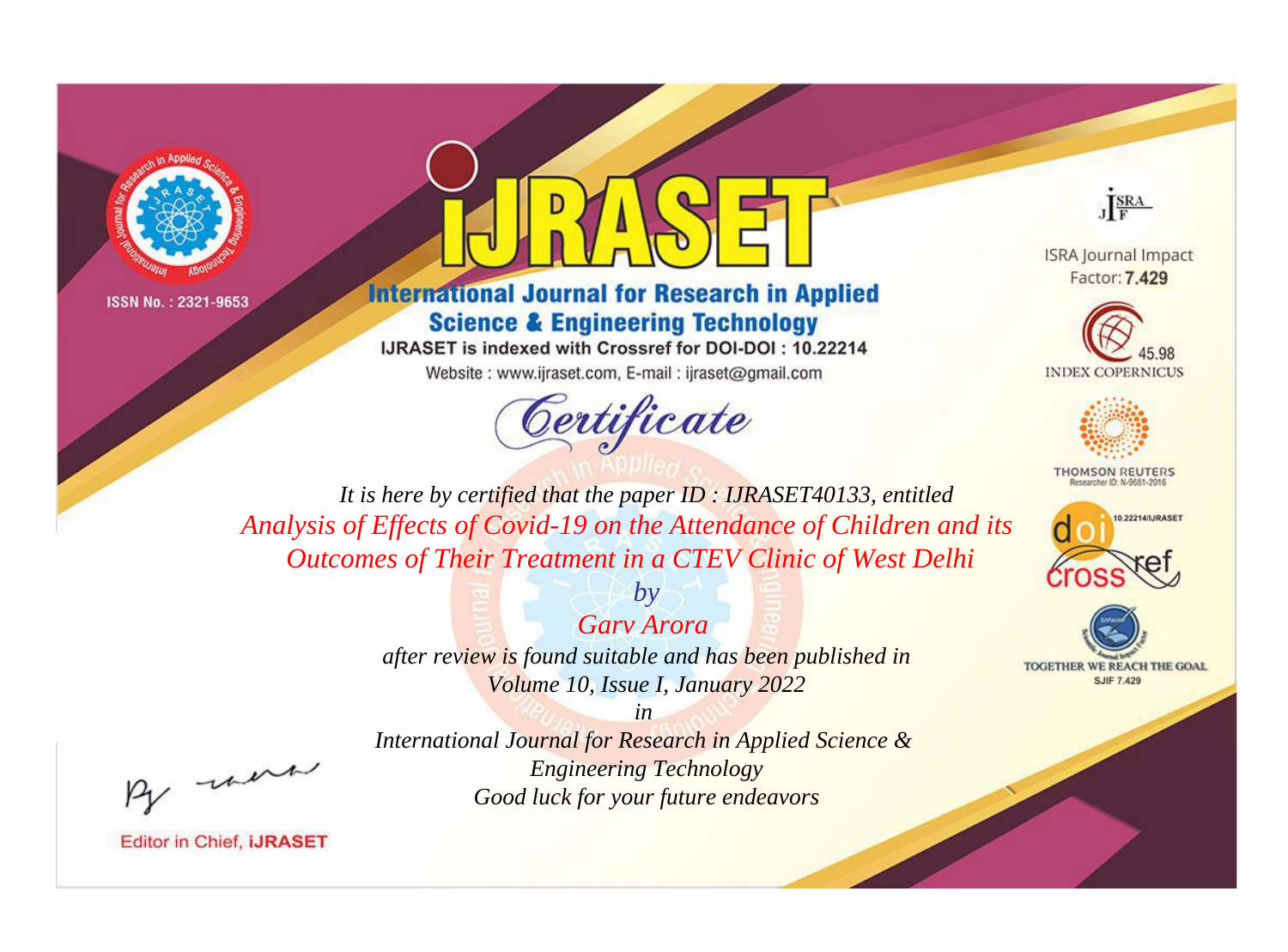ISSN No. : 2321-9653

# iJRASET

## International Journal for Research in Applied Science & Engineering Technology

IJRASET is indexed with Crossref for DOI-DOI : 10.22214

Website : www.ijraset.com, E-mail : ijraset@gmail.com

ISRA Journal Impact Factor: **7.429**

45.98 INDEX COPERNICUS

THOMSON REUTERS Researcher ID: N-9681-2016

10.22214/IJRASET

TOGETHER WE REACH THE GOAL SJIF 7.429

# *Certificate*

*It is here by certified that the paper ID : IJRASET40133, entitled*

*Analysis of Effects of Covid-19 on the Attendance of Children and its Outcomes of Their Treatment in a CTEV Clinic of West Delhi*

*by*

*Garv Arora*

*after review is found suitable and has been published in*

*Volume 10, Issue I, January 2022*

*in*

*International Journal for Research in Applied Science & Engineering Technology*

*Good luck for your future endeavors*

Editor in Chief, **iJRASET**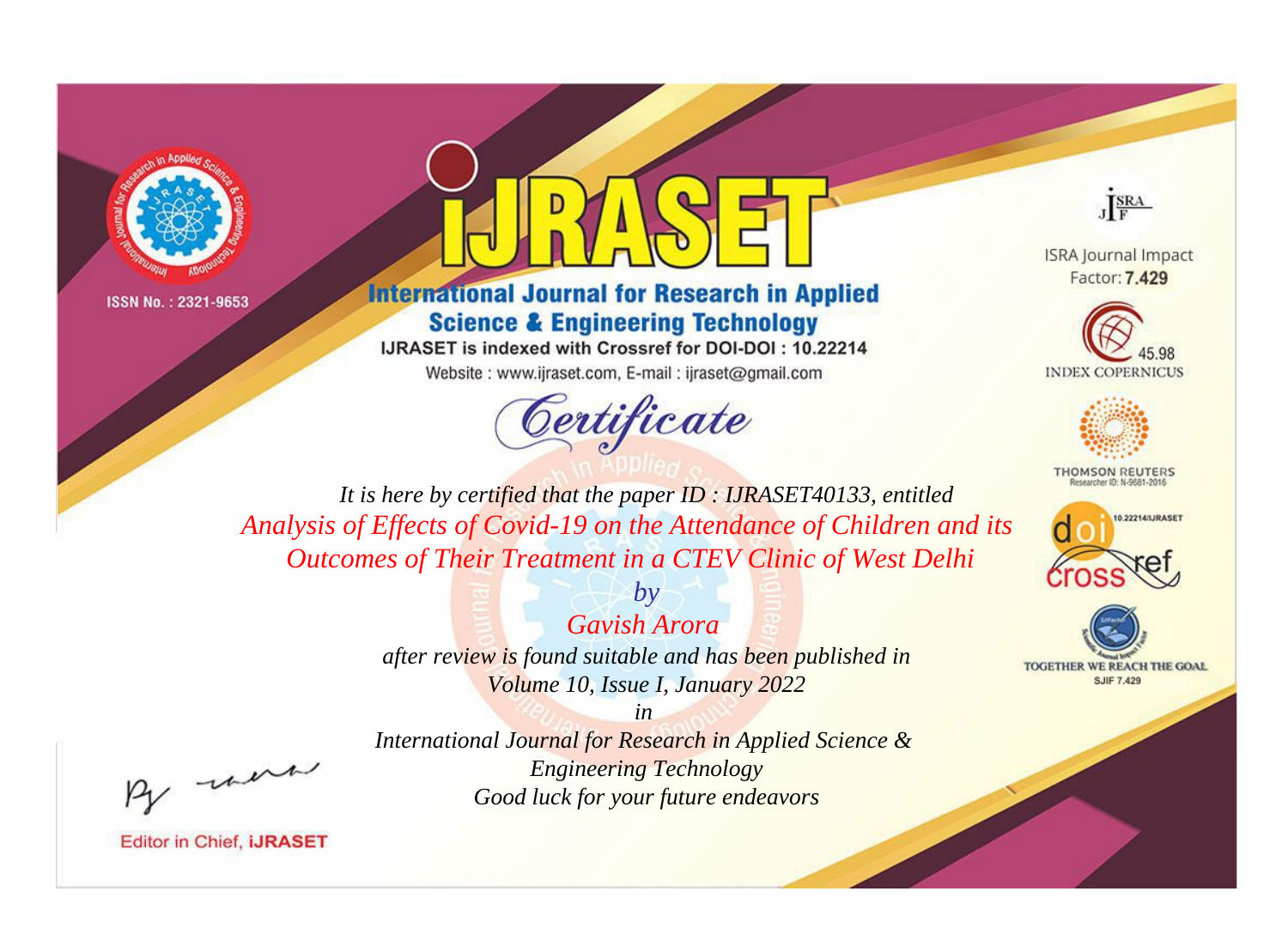ISSN No. : 2321-9653

# iJRASET

## International Journal for Research in Applied Science & Engineering Technology

IJRASET is indexed with Crossref for DOI-DOI : 10.22214

Website : www.ijraset.com, E-mail : ijraset@gmail.com

*Certificate*

*It is here by certified that the paper ID : IJRASET40133, entitled*

*Analysis of Effects of Covid-19 on the Attendance of Children and its Outcomes of Their Treatment in a CTEV Clinic of West Delhi*

*by*

*Gavish Arora*

*after review is found suitable and has been published in*

*Volume 10, Issue I, January 2022*

*in*

*International Journal for Research in Applied Science & Engineering Technology*

*Good luck for your future endeavors*

ISRA Journal Impact Factor: **7.429**

45.98 INDEX COPERNICUS

THOMSON REUTERS Researcher ID: N-9681-2016

10.22214/IJRASET

TOGETHER WE REACH THE GOAL SJIF 7.429

Editor in Chief, **iJRASET**